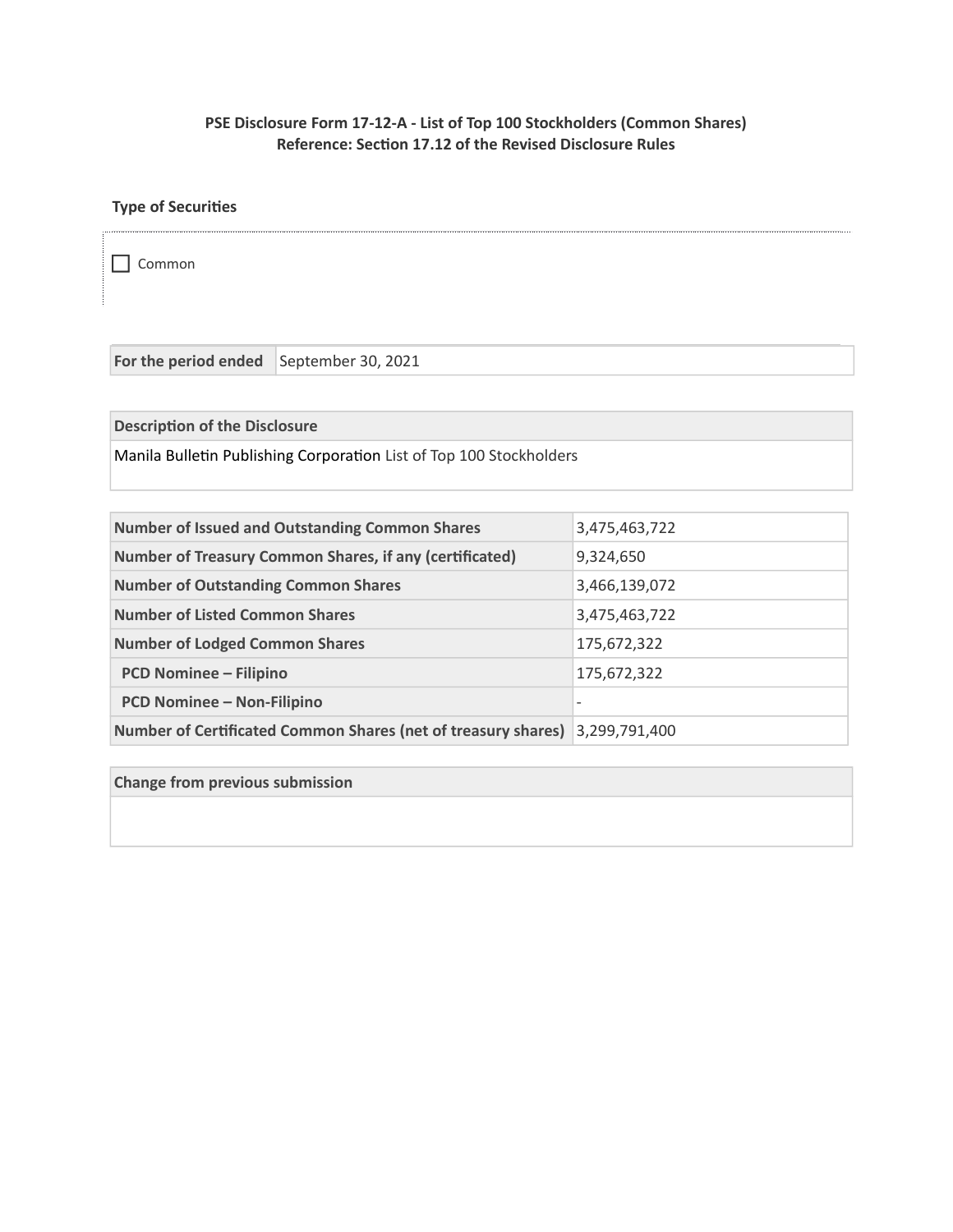**PSE Disclosure Form 17-12-A - List of Top 100 Stockholders (Common Shares)**
**Reference: Section 17.12 of the Revised Disclosure Rules**

**Type of Securities**

☐ Common

| For the period ended | September 30, 2021 |
|---|---|

| Description of the Disclosure |
|---|
| Manila Bulletin Publishing Corporation List of Top 100 Stockholders |

| Number of Issued and Outstanding Common Shares | 3,475,463,722 |
|---|---|
| Number of Treasury Common Shares, if any (certificated) | 9,324,650 |
| Number of Outstanding Common Shares | 3,466,139,072 |
| Number of Listed Common Shares | 3,475,463,722 |
| Number of Lodged Common Shares | 175,672,322 |
| PCD Nominee – Filipino | 175,672,322 |
| PCD Nominee – Non-Filipino | - |
| Number of Certificated Common Shares (net of treasury shares) | 3,299,791,400 |

| Change from previous submission |
|---|
| |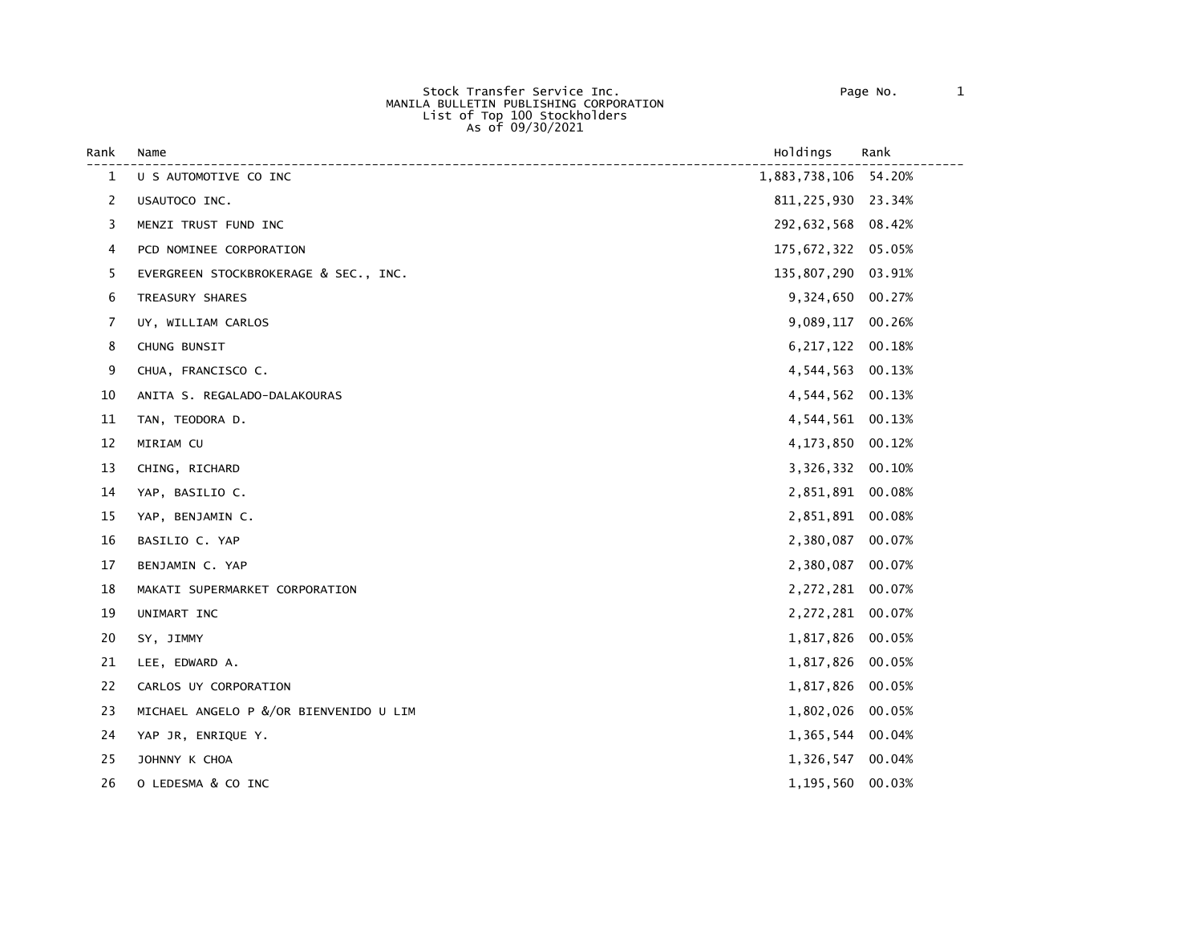Stock Transfer Service Inc.
MANILA BULLETIN PUBLISHING CORPORATION
List of Top 100 Stockholders
As of 09/30/2021

| Rank | Name | Holdings | Rank |
|---|---|---|---|
| 1 | U S AUTOMOTIVE CO INC | 1,883,738,106 | 54.20% |
| 2 | USAUTOCO INC. | 811,225,930 | 23.34% |
| 3 | MENZI TRUST FUND INC | 292,632,568 | 08.42% |
| 4 | PCD NOMINEE CORPORATION | 175,672,322 | 05.05% |
| 5 | EVERGREEN STOCKBROKERAGE & SEC., INC. | 135,807,290 | 03.91% |
| 6 | TREASURY SHARES | 9,324,650 | 00.27% |
| 7 | UY, WILLIAM CARLOS | 9,089,117 | 00.26% |
| 8 | CHUNG BUNSIT | 6,217,122 | 00.18% |
| 9 | CHUA, FRANCISCO C. | 4,544,563 | 00.13% |
| 10 | ANITA S. REGALADO-DALAKOURAS | 4,544,562 | 00.13% |
| 11 | TAN, TEODORA D. | 4,544,561 | 00.13% |
| 12 | MIRIAM CU | 4,173,850 | 00.12% |
| 13 | CHING, RICHARD | 3,326,332 | 00.10% |
| 14 | YAP, BASILIO C. | 2,851,891 | 00.08% |
| 15 | YAP, BENJAMIN C. | 2,851,891 | 00.08% |
| 16 | BASILIO C. YAP | 2,380,087 | 00.07% |
| 17 | BENJAMIN C. YAP | 2,380,087 | 00.07% |
| 18 | MAKATI SUPERMARKET CORPORATION | 2,272,281 | 00.07% |
| 19 | UNIMART INC | 2,272,281 | 00.07% |
| 20 | SY, JIMMY | 1,817,826 | 00.05% |
| 21 | LEE, EDWARD A. | 1,817,826 | 00.05% |
| 22 | CARLOS UY CORPORATION | 1,817,826 | 00.05% |
| 23 | MICHAEL ANGELO P &/OR BIENVENIDO U LIM | 1,802,026 | 00.05% |
| 24 | YAP JR, ENRIQUE Y. | 1,365,544 | 00.04% |
| 25 | JOHNNY K CHOA | 1,326,547 | 00.04% |
| 26 | O LEDESMA & CO INC | 1,195,560 | 00.03% |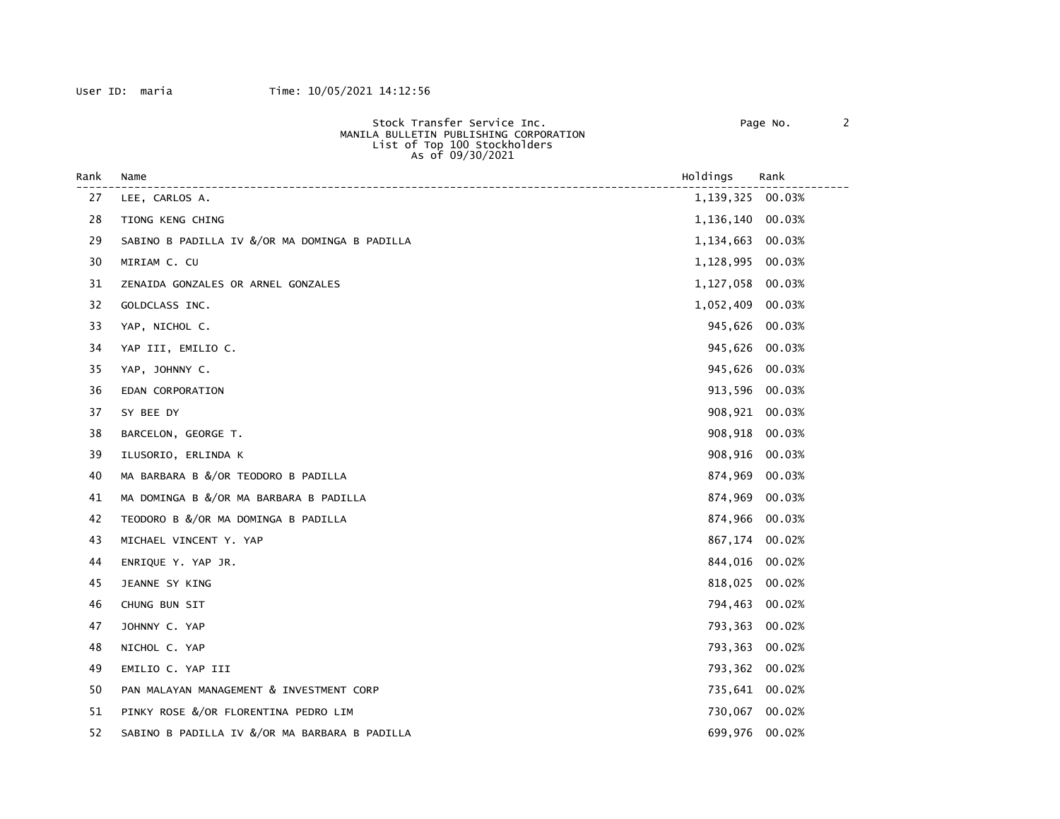User ID: maria Time: 10/05/2021 14:12:56

Stock Transfer Service Inc.
MANILA BULLETIN PUBLISHING CORPORATION
List of Top 100 Stockholders
As of 09/30/2021

| Rank | Name | Holdings | Rank |
|---|---|---|---|
| 27 | LEE, CARLOS A. | 1,139,325 | 00.03% |
| 28 | TIONG KENG CHING | 1,136,140 | 00.03% |
| 29 | SABINO B PADILLA IV &/OR MA DOMINGA B PADILLA | 1,134,663 | 00.03% |
| 30 | MIRIAM C. CU | 1,128,995 | 00.03% |
| 31 | ZENAIDA GONZALES OR ARNEL GONZALES | 1,127,058 | 00.03% |
| 32 | GOLDCLASS INC. | 1,052,409 | 00.03% |
| 33 | YAP, NICHOL C. | 945,626 | 00.03% |
| 34 | YAP III, EMILIO C. | 945,626 | 00.03% |
| 35 | YAP, JOHNNY C. | 945,626 | 00.03% |
| 36 | EDAN CORPORATION | 913,596 | 00.03% |
| 37 | SY BEE DY | 908,921 | 00.03% |
| 38 | BARCELON, GEORGE T. | 908,918 | 00.03% |
| 39 | ILUSORIO, ERLINDA K | 908,916 | 00.03% |
| 40 | MA BARBARA B &/OR TEODORO B PADILLA | 874,969 | 00.03% |
| 41 | MA DOMINGA B &/OR MA BARBARA B PADILLA | 874,969 | 00.03% |
| 42 | TEODORO B &/OR MA DOMINGA B PADILLA | 874,966 | 00.03% |
| 43 | MICHAEL VINCENT Y. YAP | 867,174 | 00.02% |
| 44 | ENRIQUE Y. YAP JR. | 844,016 | 00.02% |
| 45 | JEANNE SY KING | 818,025 | 00.02% |
| 46 | CHUNG BUN SIT | 794,463 | 00.02% |
| 47 | JOHNNY C. YAP | 793,363 | 00.02% |
| 48 | NICHOL C. YAP | 793,363 | 00.02% |
| 49 | EMILIO C. YAP III | 793,362 | 00.02% |
| 50 | PAN MALAYAN MANAGEMENT & INVESTMENT CORP | 735,641 | 00.02% |
| 51 | PINKY ROSE &/OR FLORENTINA PEDRO LIM | 730,067 | 00.02% |
| 52 | SABINO B PADILLA IV &/OR MA BARBARA B PADILLA | 699,976 | 00.02% |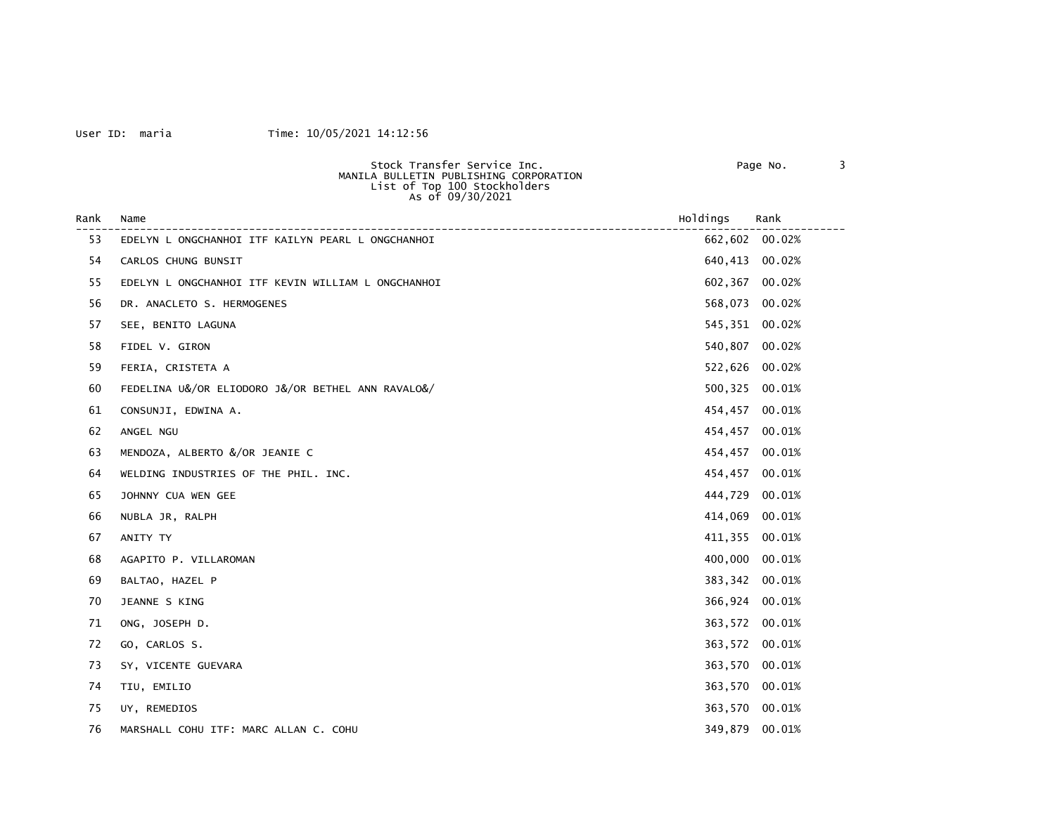User ID: maria Time: 10/05/2021 14:12:56

Stock Transfer Service Inc.
MANILA BULLETIN PUBLISHING CORPORATION
List of Top 100 Stockholders
As of 09/30/2021

| Rank | Name | Holdings | Rank |
|---|---|---|---|
| 53 | EDELYN L ONGCHANHOI ITF KAILYN PEARL L ONGCHANHOI | 662,602 | 00.02% |
| 54 | CARLOS CHUNG BUNSIT | 640,413 | 00.02% |
| 55 | EDELYN L ONGCHANHOI ITF KEVIN WILLIAM L ONGCHANHOI | 602,367 | 00.02% |
| 56 | DR. ANACLETO S. HERMOGENES | 568,073 | 00.02% |
| 57 | SEE, BENITO LAGUNA | 545,351 | 00.02% |
| 58 | FIDEL V. GIRON | 540,807 | 00.02% |
| 59 | FERIA, CRISTETA A | 522,626 | 00.02% |
| 60 | FEDELINA U&/OR ELIODORO J&/OR BETHEL ANN RAVALO&/ | 500,325 | 00.01% |
| 61 | CONSUNJI, EDWINA A. | 454,457 | 00.01% |
| 62 | ANGEL NGU | 454,457 | 00.01% |
| 63 | MENDOZA, ALBERTO &/OR JEANIE C | 454,457 | 00.01% |
| 64 | WELDING INDUSTRIES OF THE PHIL. INC. | 454,457 | 00.01% |
| 65 | JOHNNY CUA WEN GEE | 444,729 | 00.01% |
| 66 | NUBLA JR, RALPH | 414,069 | 00.01% |
| 67 | ANITY TY | 411,355 | 00.01% |
| 68 | AGAPITO P. VILLAROMAN | 400,000 | 00.01% |
| 69 | BALTAO, HAZEL P | 383,342 | 00.01% |
| 70 | JEANNE S KING | 366,924 | 00.01% |
| 71 | ONG, JOSEPH D. | 363,572 | 00.01% |
| 72 | GO, CARLOS S. | 363,572 | 00.01% |
| 73 | SY, VICENTE GUEVARA | 363,570 | 00.01% |
| 74 | TIU, EMILIO | 363,570 | 00.01% |
| 75 | UY, REMEDIOS | 363,570 | 00.01% |
| 76 | MARSHALL COHU ITF: MARC ALLAN C. COHU | 349,879 | 00.01% |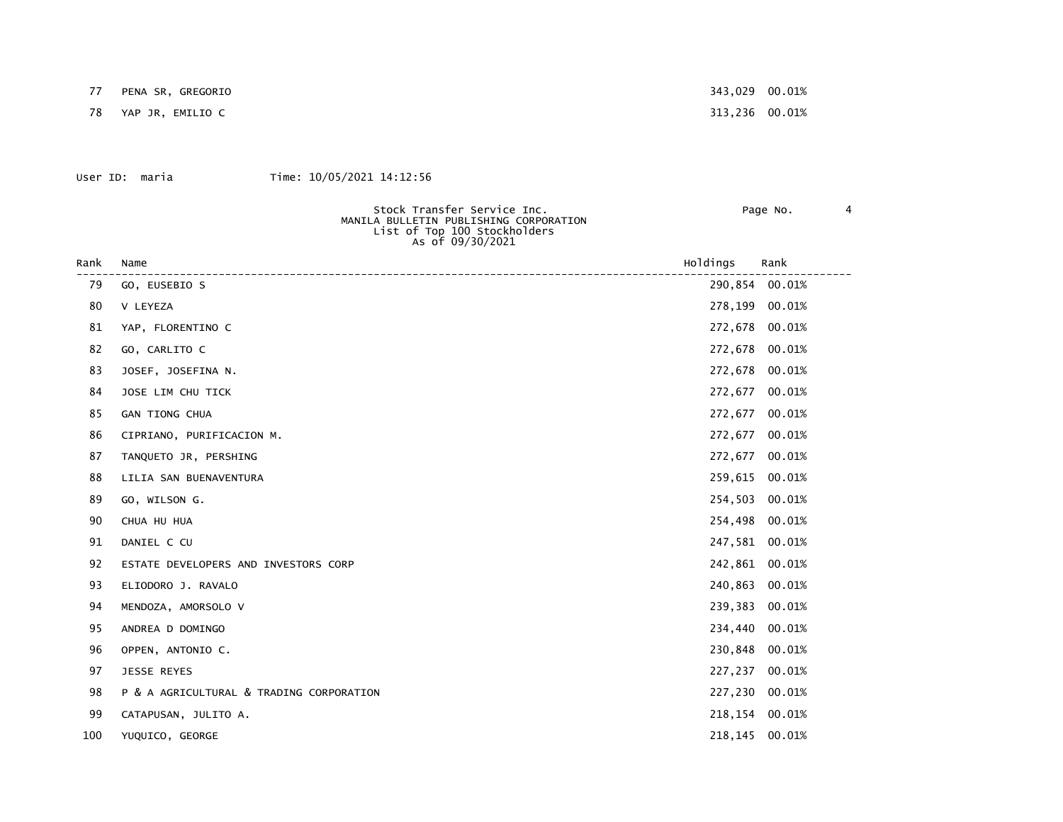| Rank | Name | Holdings | Rank |
|---|---|---|---|
| 77 | PENA SR, GREGORIO | 343,029 | 00.01% |
| 78 | YAP JR, EMILIO C | 313,236 | 00.01% |

User ID: maria Time: 10/05/2021 14:12:56

Stock Transfer Service Inc.
MANILA BULLETIN PUBLISHING CORPORATION
List of Top 100 Stockholders
As of 09/30/2021

| Rank | Name | Holdings | Rank |
|---|---|---|---|
| 79 | GO, EUSEBIO S | 290,854 | 00.01% |
| 80 | V LEYEZA | 278,199 | 00.01% |
| 81 | YAP, FLORENTINO C | 272,678 | 00.01% |
| 82 | GO, CARLITO C | 272,678 | 00.01% |
| 83 | JOSEF, JOSEFINA N. | 272,678 | 00.01% |
| 84 | JOSE LIM CHU TICK | 272,677 | 00.01% |
| 85 | GAN TIONG CHUA | 272,677 | 00.01% |
| 86 | CIPRIANO, PURIFICACION M. | 272,677 | 00.01% |
| 87 | TANQUETO JR, PERSHING | 272,677 | 00.01% |
| 88 | LILIA SAN BUENAVENTURA | 259,615 | 00.01% |
| 89 | GO, WILSON G. | 254,503 | 00.01% |
| 90 | CHUA HU HUA | 254,498 | 00.01% |
| 91 | DANIEL C CU | 247,581 | 00.01% |
| 92 | ESTATE DEVELOPERS AND INVESTORS CORP | 242,861 | 00.01% |
| 93 | ELIODORO J. RAVALO | 240,863 | 00.01% |
| 94 | MENDOZA, AMORSOLO V | 239,383 | 00.01% |
| 95 | ANDREA D DOMINGO | 234,440 | 00.01% |
| 96 | OPPEN, ANTONIO C. | 230,848 | 00.01% |
| 97 | JESSE REYES | 227,237 | 00.01% |
| 98 | P & A AGRICULTURAL & TRADING CORPORATION | 227,230 | 00.01% |
| 99 | CATAPUSAN, JULITO A. | 218,154 | 00.01% |
| 100 | YUQUICO, GEORGE | 218,145 | 00.01% |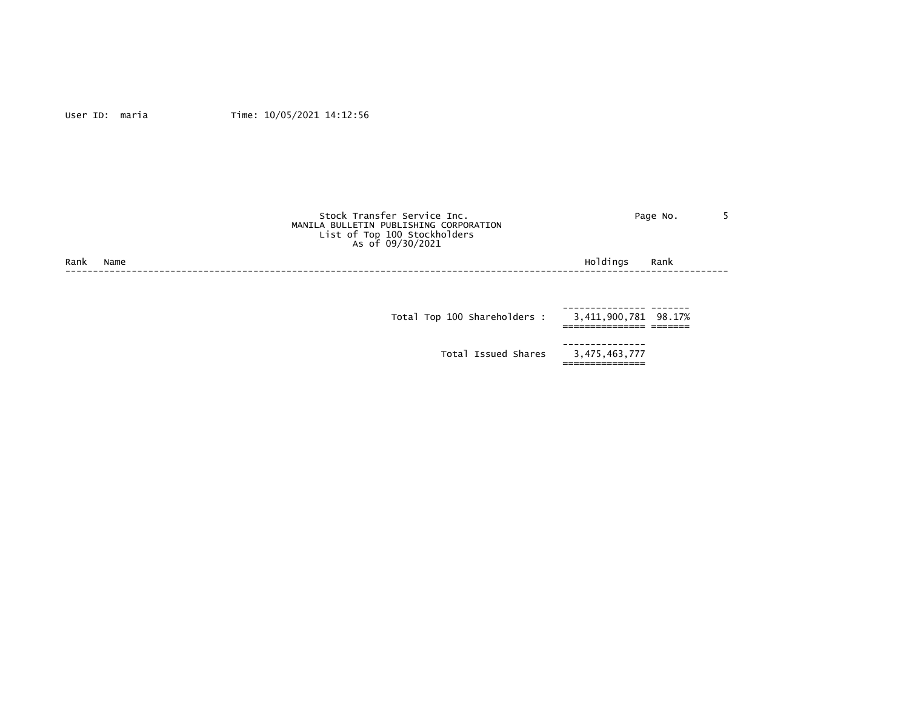User ID: maria Time: 10/05/2021 14:12:56

Stock Transfer Service Inc.
MANILA BULLETIN PUBLISHING CORPORATION
List of Top 100 Stockholders
As of 09/30/2021

| Rank | Name | Holdings | Rank |
|---|---|---|---|
| | Total Top 100 Shareholders : | 3,411,900,781 | 98.17% |
| | Total Issued Shares | 3,475,463,777 | |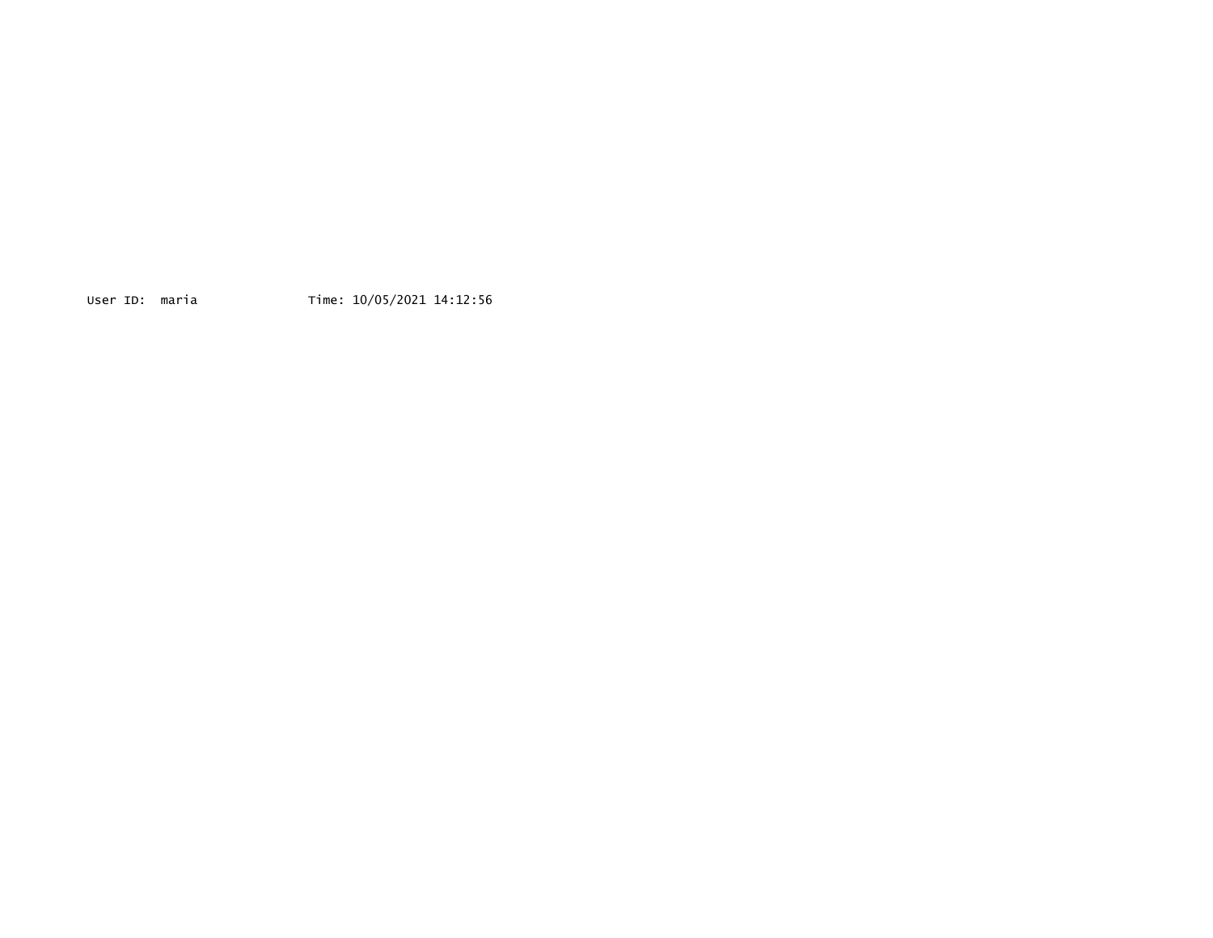User ID: maria Time: 10/05/2021 14:12:56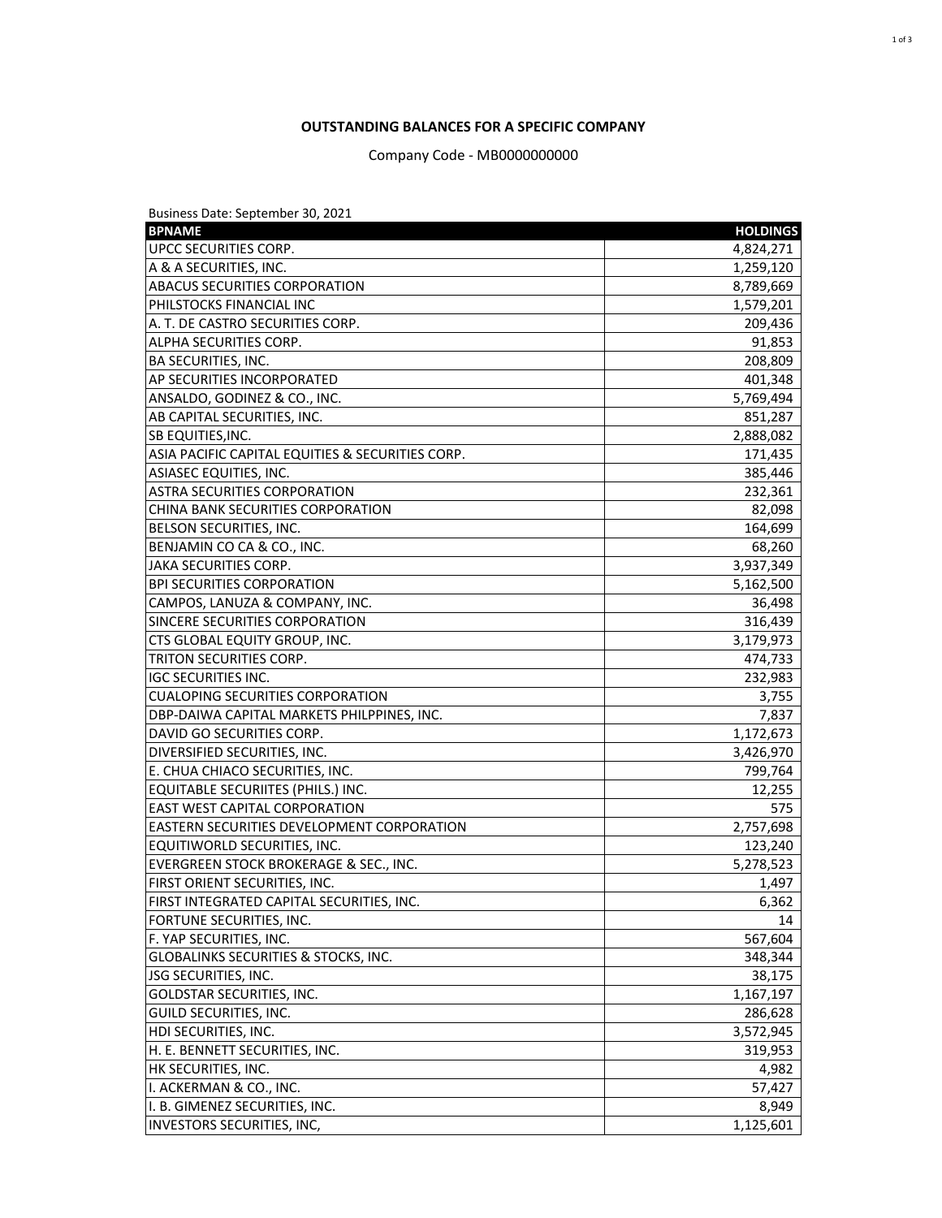**OUTSTANDING BALANCES FOR A SPECIFIC COMPANY**

Company Code - MB0000000000

Business Date: September 30, 2021

| BPNAME | HOLDINGS |
|---|---|
| UPCC SECURITIES CORP. | 4,824,271 |
| A & A SECURITIES, INC. | 1,259,120 |
| ABACUS SECURITIES CORPORATION | 8,789,669 |
| PHILSTOCKS FINANCIAL INC | 1,579,201 |
| A. T. DE CASTRO SECURITIES CORP. | 209,436 |
| ALPHA SECURITIES CORP. | 91,853 |
| BA SECURITIES, INC. | 208,809 |
| AP SECURITIES INCORPORATED | 401,348 |
| ANSALDO, GODINEZ & CO., INC. | 5,769,494 |
| AB CAPITAL SECURITIES, INC. | 851,287 |
| SB EQUITIES,INC. | 2,888,082 |
| ASIA PACIFIC CAPITAL EQUITIES & SECURITIES CORP. | 171,435 |
| ASIASEC EQUITIES, INC. | 385,446 |
| ASTRA SECURITIES CORPORATION | 232,361 |
| CHINA BANK SECURITIES CORPORATION | 82,098 |
| BELSON SECURITIES, INC. | 164,699 |
| BENJAMIN CO CA & CO., INC. | 68,260 |
| JAKA SECURITIES CORP. | 3,937,349 |
| BPI SECURITIES CORPORATION | 5,162,500 |
| CAMPOS, LANUZA & COMPANY, INC. | 36,498 |
| SINCERE SECURITIES CORPORATION | 316,439 |
| CTS GLOBAL EQUITY GROUP, INC. | 3,179,973 |
| TRITON SECURITIES CORP. | 474,733 |
| IGC SECURITIES INC. | 232,983 |
| CUALOPING SECURITIES CORPORATION | 3,755 |
| DBP-DAIWA CAPITAL MARKETS PHILPPINES, INC. | 7,837 |
| DAVID GO SECURITIES CORP. | 1,172,673 |
| DIVERSIFIED SECURITIES, INC. | 3,426,970 |
| E. CHUA CHIACO SECURITIES, INC. | 799,764 |
| EQUITABLE SECURIITES (PHILS.) INC. | 12,255 |
| EAST WEST CAPITAL CORPORATION | 575 |
| EASTERN SECURITIES DEVELOPMENT CORPORATION | 2,757,698 |
| EQUITIWORLD SECURITIES, INC. | 123,240 |
| EVERGREEN STOCK BROKERAGE & SEC., INC. | 5,278,523 |
| FIRST ORIENT SECURITIES, INC. | 1,497 |
| FIRST INTEGRATED CAPITAL SECURITIES, INC. | 6,362 |
| FORTUNE SECURITIES, INC. | 14 |
| F. YAP SECURITIES, INC. | 567,604 |
| GLOBALINKS SECURITIES & STOCKS, INC. | 348,344 |
| JSG SECURITIES, INC. | 38,175 |
| GOLDSTAR SECURITIES, INC. | 1,167,197 |
| GUILD SECURITIES, INC. | 286,628 |
| HDI SECURITIES, INC. | 3,572,945 |
| H. E. BENNETT SECURITIES, INC. | 319,953 |
| HK SECURITIES, INC. | 4,982 |
| I. ACKERMAN & CO., INC. | 57,427 |
| I. B. GIMENEZ SECURITIES, INC. | 8,949 |
| INVESTORS SECURITIES, INC, | 1,125,601 |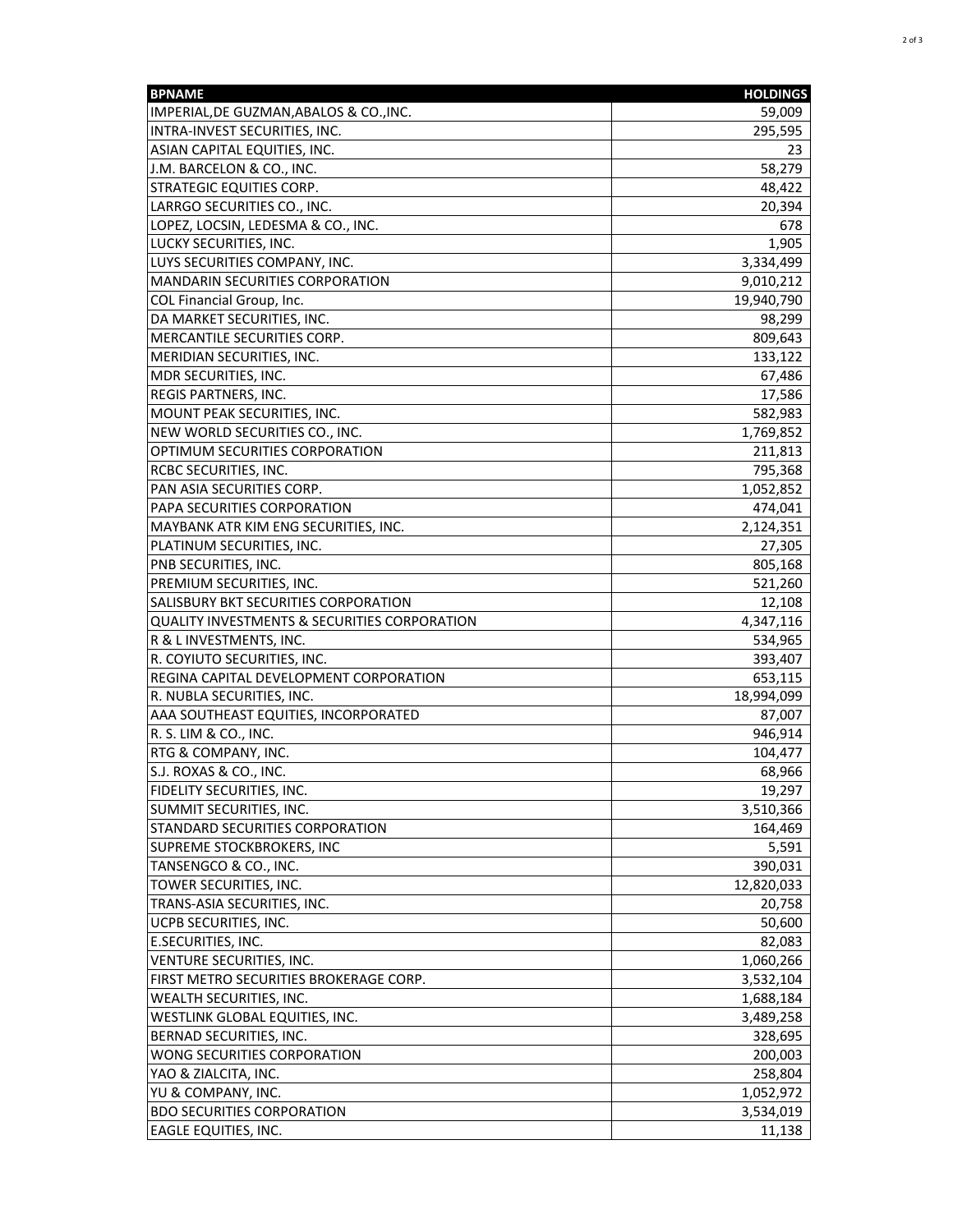| BPNAME | HOLDINGS |
|---|---:|
| IMPERIAL,DE GUZMAN,ABALOS & CO.,INC. | 59,009 |
| INTRA-INVEST SECURITIES, INC. | 295,595 |
| ASIAN CAPITAL EQUITIES, INC. | 23 |
| J.M. BARCELON & CO., INC. | 58,279 |
| STRATEGIC EQUITIES CORP. | 48,422 |
| LARRGO SECURITIES CO., INC. | 20,394 |
| LOPEZ, LOCSIN, LEDESMA & CO., INC. | 678 |
| LUCKY SECURITIES, INC. | 1,905 |
| LUYS SECURITIES COMPANY, INC. | 3,334,499 |
| MANDARIN SECURITIES CORPORATION | 9,010,212 |
| COL Financial Group, Inc. | 19,940,790 |
| DA MARKET SECURITIES, INC. | 98,299 |
| MERCANTILE SECURITIES CORP. | 809,643 |
| MERIDIAN SECURITIES, INC. | 133,122 |
| MDR SECURITIES, INC. | 67,486 |
| REGIS PARTNERS, INC. | 17,586 |
| MOUNT PEAK SECURITIES, INC. | 582,983 |
| NEW WORLD SECURITIES CO., INC. | 1,769,852 |
| OPTIMUM SECURITIES CORPORATION | 211,813 |
| RCBC SECURITIES, INC. | 795,368 |
| PAN ASIA SECURITIES CORP. | 1,052,852 |
| PAPA SECURITIES CORPORATION | 474,041 |
| MAYBANK ATR KIM ENG SECURITIES, INC. | 2,124,351 |
| PLATINUM SECURITIES, INC. | 27,305 |
| PNB SECURITIES, INC. | 805,168 |
| PREMIUM SECURITIES, INC. | 521,260 |
| SALISBURY BKT SECURITIES CORPORATION | 12,108 |
| QUALITY INVESTMENTS & SECURITIES CORPORATION | 4,347,116 |
| R & L INVESTMENTS, INC. | 534,965 |
| R. COYIUTO SECURITIES, INC. | 393,407 |
| REGINA CAPITAL DEVELOPMENT CORPORATION | 653,115 |
| R. NUBLA SECURITIES, INC. | 18,994,099 |
| AAA SOUTHEAST EQUITIES, INCORPORATED | 87,007 |
| R. S. LIM & CO., INC. | 946,914 |
| RTG & COMPANY, INC. | 104,477 |
| S.J. ROXAS & CO., INC. | 68,966 |
| FIDELITY SECURITIES, INC. | 19,297 |
| SUMMIT SECURITIES, INC. | 3,510,366 |
| STANDARD SECURITIES CORPORATION | 164,469 |
| SUPREME STOCKBROKERS, INC | 5,591 |
| TANSENGCO & CO., INC. | 390,031 |
| TOWER SECURITIES, INC. | 12,820,033 |
| TRANS-ASIA SECURITIES, INC. | 20,758 |
| UCPB SECURITIES, INC. | 50,600 |
| E.SECURITIES, INC. | 82,083 |
| VENTURE SECURITIES, INC. | 1,060,266 |
| FIRST METRO SECURITIES BROKERAGE CORP. | 3,532,104 |
| WEALTH SECURITIES, INC. | 1,688,184 |
| WESTLINK GLOBAL EQUITIES, INC. | 3,489,258 |
| BERNAD SECURITIES, INC. | 328,695 |
| WONG SECURITIES CORPORATION | 200,003 |
| YAO & ZIALCITA, INC. | 258,804 |
| YU & COMPANY, INC. | 1,052,972 |
| BDO SECURITIES CORPORATION | 3,534,019 |
| EAGLE EQUITIES, INC. | 11,138 |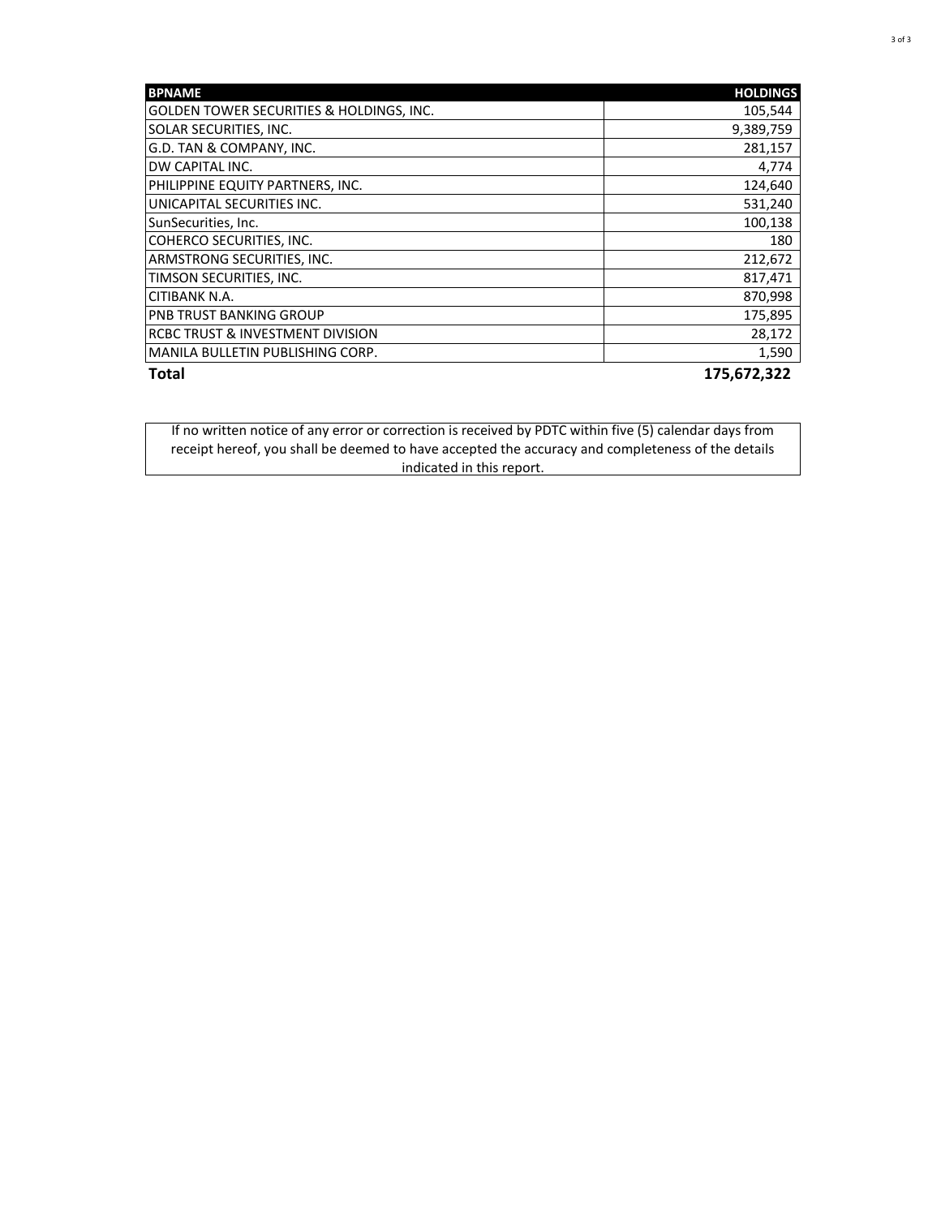| BPNAME | HOLDINGS |
|---|---|
| GOLDEN TOWER SECURITIES & HOLDINGS, INC. | 105,544 |
| SOLAR SECURITIES, INC. | 9,389,759 |
| G.D. TAN & COMPANY, INC. | 281,157 |
| DW CAPITAL INC. | 4,774 |
| PHILIPPINE EQUITY PARTNERS, INC. | 124,640 |
| UNICAPITAL SECURITIES INC. | 531,240 |
| SunSecurities, Inc. | 100,138 |
| COHERCO SECURITIES, INC. | 180 |
| ARMSTRONG SECURITIES, INC. | 212,672 |
| TIMSON SECURITIES, INC. | 817,471 |
| CITIBANK N.A. | 870,998 |
| PNB TRUST BANKING GROUP | 175,895 |
| RCBC TRUST & INVESTMENT DIVISION | 28,172 |
| MANILA BULLETIN PUBLISHING CORP. | 1,590 |
| **Total** | **175,672,322** |

If no written notice of any error or correction is received by PDTC within five (5) calendar days from receipt hereof, you shall be deemed to have accepted the accuracy and completeness of the details indicated in this report.